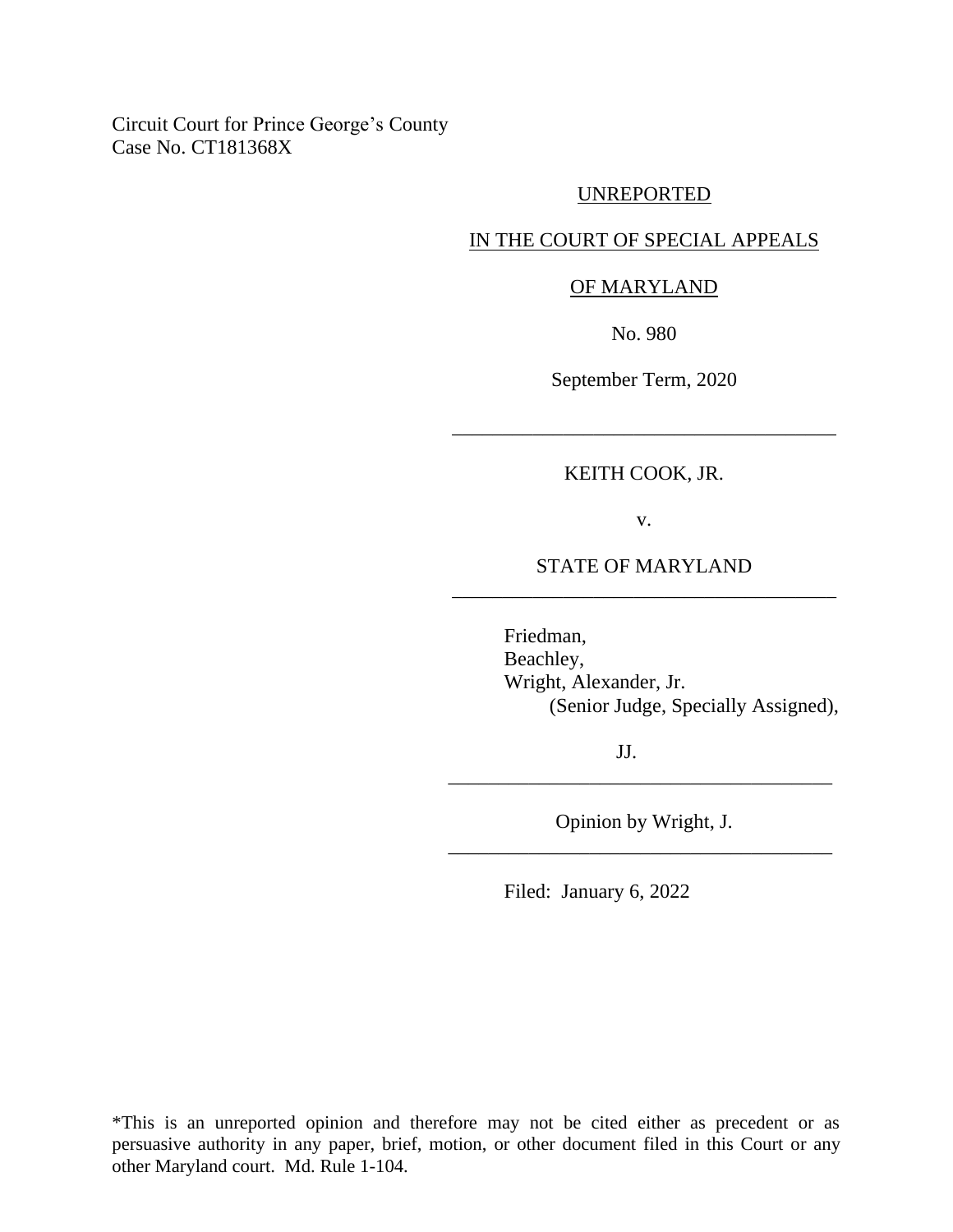Circuit Court for Prince George's County
Case No. CT181368X

UNREPORTED

IN THE COURT OF SPECIAL APPEALS

OF MARYLAND

No. 980

September Term, 2020

---

KEITH COOK, JR.

v.

STATE OF MARYLAND

---

Friedman,
Beachley,
Wright, Alexander, Jr.
(Senior Judge, Specially Assigned),

JJ.

---

Opinion by Wright, J.

---

Filed: January 6, 2022

*This is an unreported opinion and therefore may not be cited either as precedent or as persuasive authority in any paper, brief, motion, or other document filed in this Court or any other Maryland court. Md. Rule 1-104.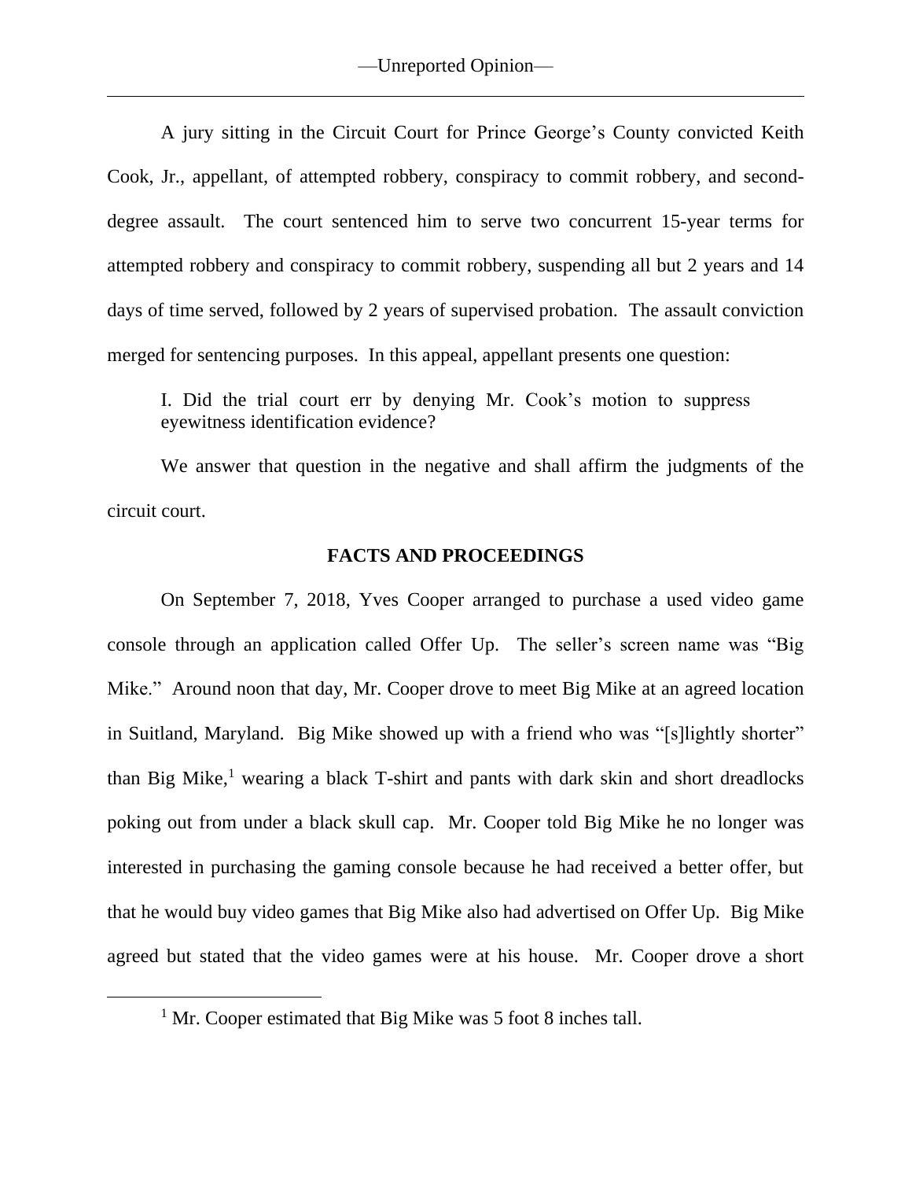A jury sitting in the Circuit Court for Prince George's County convicted Keith Cook, Jr., appellant, of attempted robbery, conspiracy to commit robbery, and second-degree assault. The court sentenced him to serve two concurrent 15-year terms for attempted robbery and conspiracy to commit robbery, suspending all but 2 years and 14 days of time served, followed by 2 years of supervised probation. The assault conviction merged for sentencing purposes. In this appeal, appellant presents one question:

> I. Did the trial court err by denying Mr. Cook's motion to suppress eyewitness identification evidence?

We answer that question in the negative and shall affirm the judgments of the circuit court.

## FACTS AND PROCEEDINGS

On September 7, 2018, Yves Cooper arranged to purchase a used video game console through an application called Offer Up. The seller's screen name was "Big Mike." Around noon that day, Mr. Cooper drove to meet Big Mike at an agreed location in Suitland, Maryland. Big Mike showed up with a friend who was "[s]lightly shorter" than Big Mike,[1] wearing a black T-shirt and pants with dark skin and short dreadlocks poking out from under a black skull cap. Mr. Cooper told Big Mike he no longer was interested in purchasing the gaming console because he had received a better offer, but that he would buy video games that Big Mike also had advertised on Offer Up. Big Mike agreed but stated that the video games were at his house. Mr. Cooper drove a short

[1] Mr. Cooper estimated that Big Mike was 5 foot 8 inches tall.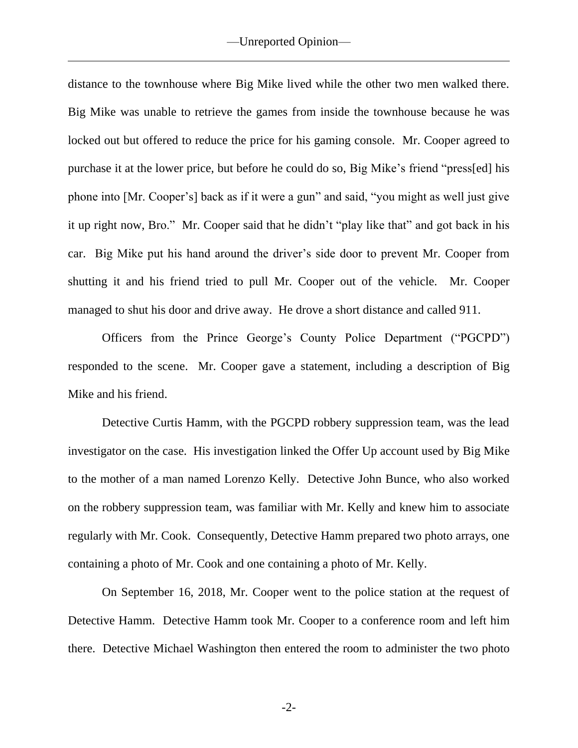distance to the townhouse where Big Mike lived while the other two men walked there. Big Mike was unable to retrieve the games from inside the townhouse because he was locked out but offered to reduce the price for his gaming console. Mr. Cooper agreed to purchase it at the lower price, but before he could do so, Big Mike's friend "press[ed] his phone into [Mr. Cooper's] back as if it were a gun" and said, "you might as well just give it up right now, Bro." Mr. Cooper said that he didn't "play like that" and got back in his car. Big Mike put his hand around the driver's side door to prevent Mr. Cooper from shutting it and his friend tried to pull Mr. Cooper out of the vehicle. Mr. Cooper managed to shut his door and drive away. He drove a short distance and called 911.

Officers from the Prince George's County Police Department ("PGCPD") responded to the scene. Mr. Cooper gave a statement, including a description of Big Mike and his friend.

Detective Curtis Hamm, with the PGCPD robbery suppression team, was the lead investigator on the case. His investigation linked the Offer Up account used by Big Mike to the mother of a man named Lorenzo Kelly. Detective John Bunce, who also worked on the robbery suppression team, was familiar with Mr. Kelly and knew him to associate regularly with Mr. Cook. Consequently, Detective Hamm prepared two photo arrays, one containing a photo of Mr. Cook and one containing a photo of Mr. Kelly.

On September 16, 2018, Mr. Cooper went to the police station at the request of Detective Hamm. Detective Hamm took Mr. Cooper to a conference room and left him there. Detective Michael Washington then entered the room to administer the two photo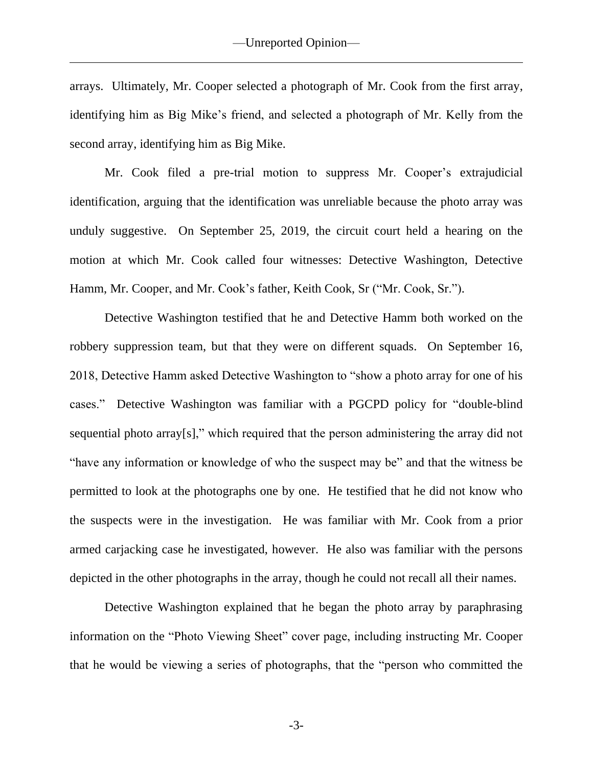arrays. Ultimately, Mr. Cooper selected a photograph of Mr. Cook from the first array, identifying him as Big Mike's friend, and selected a photograph of Mr. Kelly from the second array, identifying him as Big Mike.

Mr. Cook filed a pre-trial motion to suppress Mr. Cooper's extrajudicial identification, arguing that the identification was unreliable because the photo array was unduly suggestive. On September 25, 2019, the circuit court held a hearing on the motion at which Mr. Cook called four witnesses: Detective Washington, Detective Hamm, Mr. Cooper, and Mr. Cook's father, Keith Cook, Sr ("Mr. Cook, Sr.").

Detective Washington testified that he and Detective Hamm both worked on the robbery suppression team, but that they were on different squads. On September 16, 2018, Detective Hamm asked Detective Washington to "show a photo array for one of his cases." Detective Washington was familiar with a PGCPD policy for "double-blind sequential photo array[s]," which required that the person administering the array did not "have any information or knowledge of who the suspect may be" and that the witness be permitted to look at the photographs one by one. He testified that he did not know who the suspects were in the investigation. He was familiar with Mr. Cook from a prior armed carjacking case he investigated, however. He also was familiar with the persons depicted in the other photographs in the array, though he could not recall all their names.

Detective Washington explained that he began the photo array by paraphrasing information on the "Photo Viewing Sheet" cover page, including instructing Mr. Cooper that he would be viewing a series of photographs, that the "person who committed the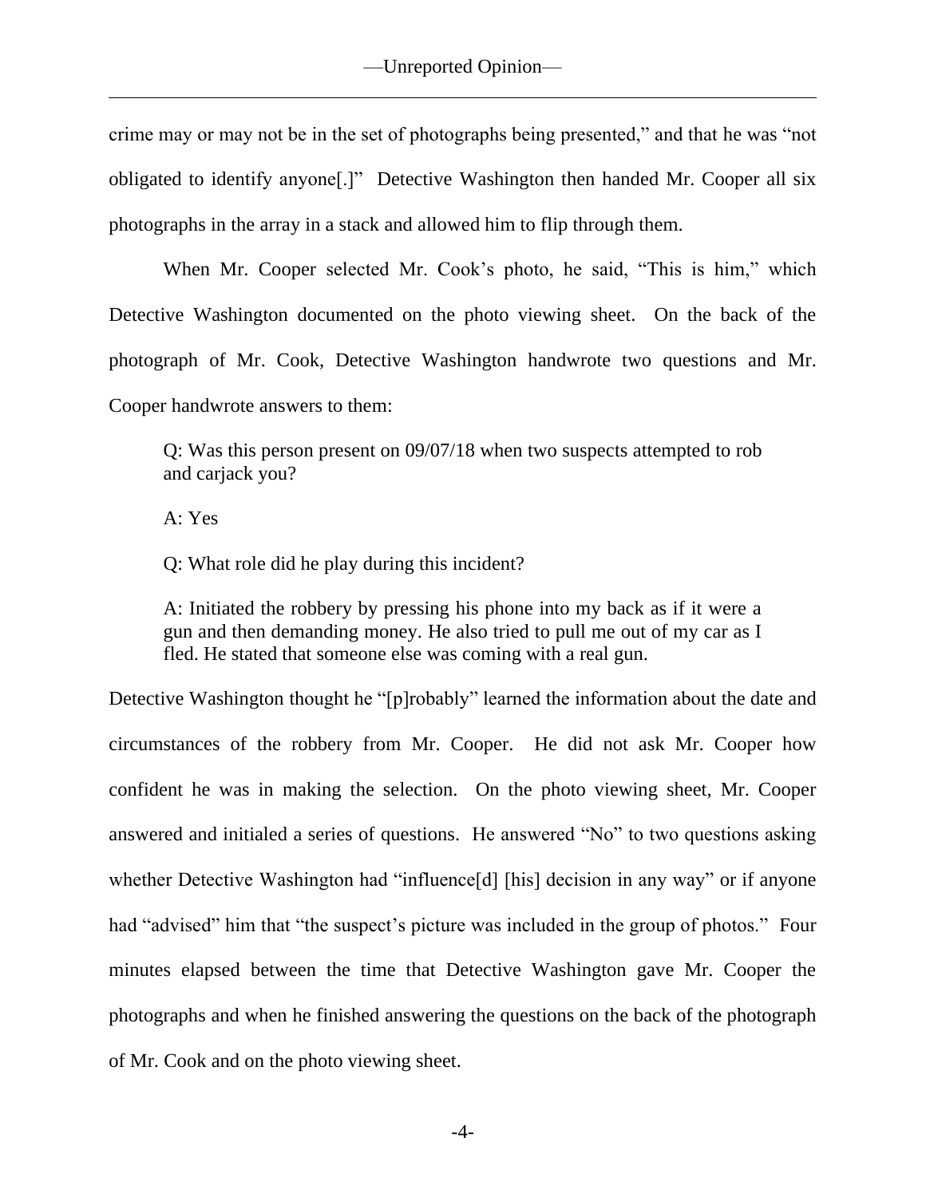crime may or may not be in the set of photographs being presented," and that he was "not obligated to identify anyone[.]" Detective Washington then handed Mr. Cooper all six photographs in the array in a stack and allowed him to flip through them.

When Mr. Cooper selected Mr. Cook's photo, he said, "This is him," which Detective Washington documented on the photo viewing sheet. On the back of the photograph of Mr. Cook, Detective Washington handwrote two questions and Mr. Cooper handwrote answers to them:

> Q: Was this person present on 09/07/18 when two suspects attempted to rob and carjack you?
>
> A: Yes
>
> Q: What role did he play during this incident?
>
> A: Initiated the robbery by pressing his phone into my back as if it were a gun and then demanding money. He also tried to pull me out of my car as I fled. He stated that someone else was coming with a real gun.

Detective Washington thought he "[p]robably" learned the information about the date and circumstances of the robbery from Mr. Cooper. He did not ask Mr. Cooper how confident he was in making the selection. On the photo viewing sheet, Mr. Cooper answered and initialed a series of questions. He answered "No" to two questions asking whether Detective Washington had "influence[d] [his] decision in any way" or if anyone had "advised" him that "the suspect's picture was included in the group of photos." Four minutes elapsed between the time that Detective Washington gave Mr. Cooper the photographs and when he finished answering the questions on the back of the photograph of Mr. Cook and on the photo viewing sheet.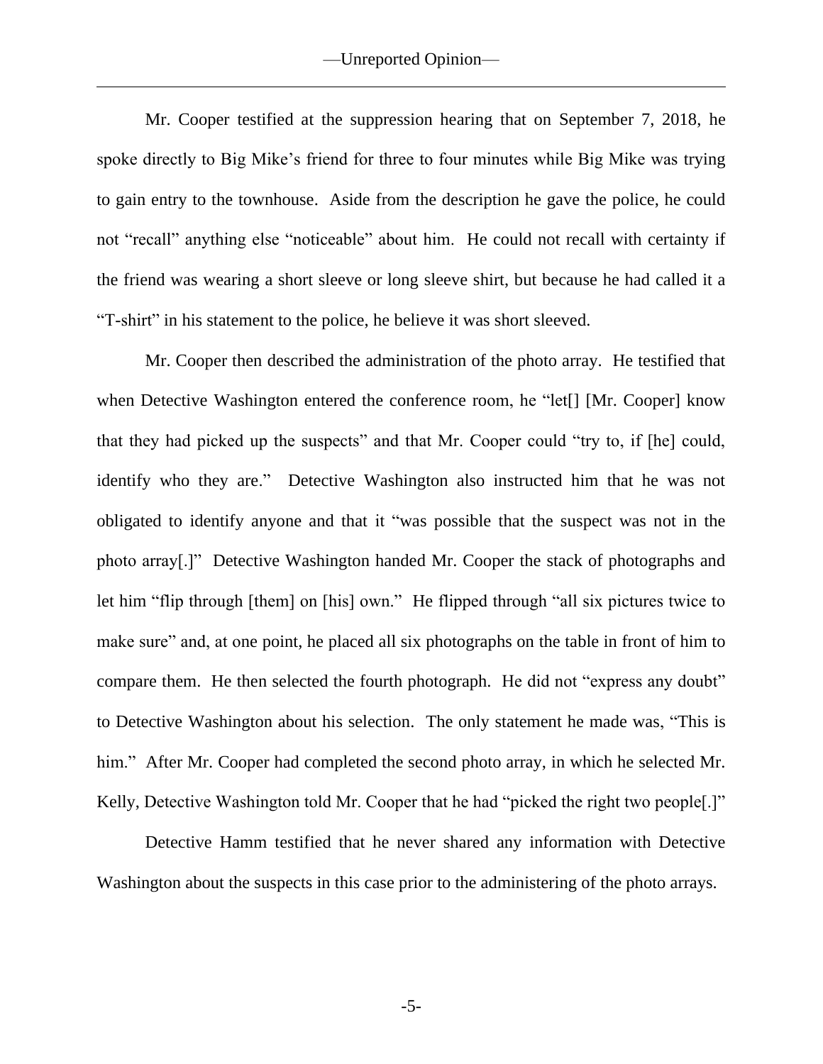Mr. Cooper testified at the suppression hearing that on September 7, 2018, he spoke directly to Big Mike's friend for three to four minutes while Big Mike was trying to gain entry to the townhouse. Aside from the description he gave the police, he could not "recall" anything else "noticeable" about him. He could not recall with certainty if the friend was wearing a short sleeve or long sleeve shirt, but because he had called it a "T-shirt" in his statement to the police, he believe it was short sleeved.

Mr. Cooper then described the administration of the photo array. He testified that when Detective Washington entered the conference room, he "let[] [Mr. Cooper] know that they had picked up the suspects" and that Mr. Cooper could "try to, if [he] could, identify who they are." Detective Washington also instructed him that he was not obligated to identify anyone and that it "was possible that the suspect was not in the photo array[.]" Detective Washington handed Mr. Cooper the stack of photographs and let him "flip through [them] on [his] own." He flipped through "all six pictures twice to make sure" and, at one point, he placed all six photographs on the table in front of him to compare them. He then selected the fourth photograph. He did not "express any doubt" to Detective Washington about his selection. The only statement he made was, "This is him." After Mr. Cooper had completed the second photo array, in which he selected Mr. Kelly, Detective Washington told Mr. Cooper that he had "picked the right two people[.]"

Detective Hamm testified that he never shared any information with Detective Washington about the suspects in this case prior to the administering of the photo arrays.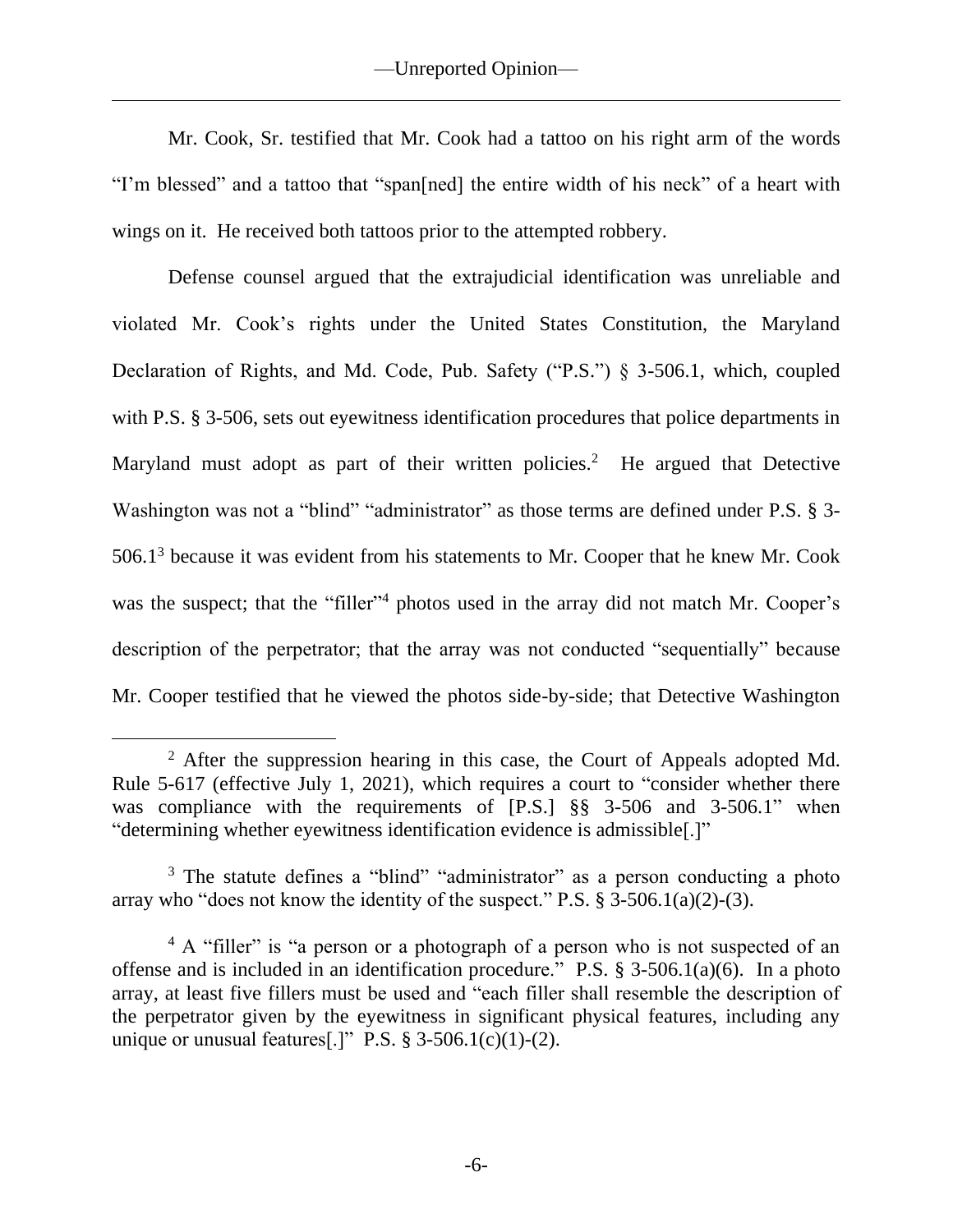Mr. Cook, Sr. testified that Mr. Cook had a tattoo on his right arm of the words "I'm blessed" and a tattoo that "span[ned] the entire width of his neck" of a heart with wings on it. He received both tattoos prior to the attempted robbery.

Defense counsel argued that the extrajudicial identification was unreliable and violated Mr. Cook's rights under the United States Constitution, the Maryland Declaration of Rights, and Md. Code, Pub. Safety ("P.S.") § 3-506.1, which, coupled with P.S. § 3-506, sets out eyewitness identification procedures that police departments in Maryland must adopt as part of their written policies.[2] He argued that Detective Washington was not a "blind" "administrator" as those terms are defined under P.S. § 3-506.1[3] because it was evident from his statements to Mr. Cooper that he knew Mr. Cook was the suspect; that the "filler"[4] photos used in the array did not match Mr. Cooper's description of the perpetrator; that the array was not conducted "sequentially" because Mr. Cooper testified that he viewed the photos side-by-side; that Detective Washington

---

[2] After the suppression hearing in this case, the Court of Appeals adopted Md. Rule 5-617 (effective July 1, 2021), which requires a court to "consider whether there was compliance with the requirements of [P.S.] §§ 3-506 and 3-506.1" when "determining whether eyewitness identification evidence is admissible[.]"

[3] The statute defines a "blind" "administrator" as a person conducting a photo array who "does not know the identity of the suspect." P.S. § 3-506.1(a)(2)-(3).

[4] A "filler" is "a person or a photograph of a person who is not suspected of an offense and is included in an identification procedure." P.S. § 3-506.1(a)(6). In a photo array, at least five fillers must be used and "each filler shall resemble the description of the perpetrator given by the eyewitness in significant physical features, including any unique or unusual features[.]" P.S. § 3-506.1(c)(1)-(2).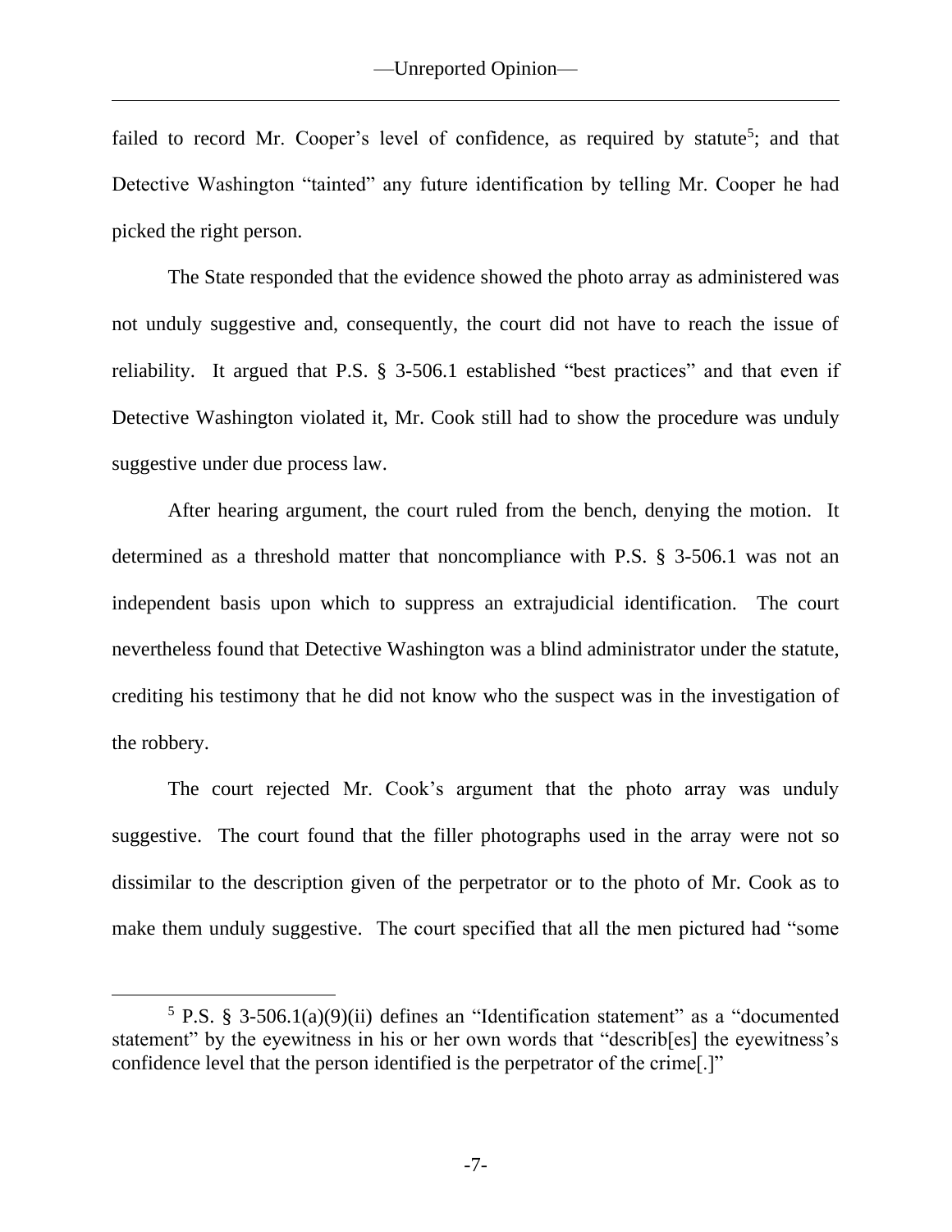failed to record Mr. Cooper's level of confidence, as required by statute[5]; and that Detective Washington "tainted" any future identification by telling Mr. Cooper he had picked the right person.

The State responded that the evidence showed the photo array as administered was not unduly suggestive and, consequently, the court did not have to reach the issue of reliability. It argued that P.S. § 3-506.1 established "best practices" and that even if Detective Washington violated it, Mr. Cook still had to show the procedure was unduly suggestive under due process law.

After hearing argument, the court ruled from the bench, denying the motion. It determined as a threshold matter that noncompliance with P.S. § 3-506.1 was not an independent basis upon which to suppress an extrajudicial identification. The court nevertheless found that Detective Washington was a blind administrator under the statute, crediting his testimony that he did not know who the suspect was in the investigation of the robbery.

The court rejected Mr. Cook's argument that the photo array was unduly suggestive. The court found that the filler photographs used in the array were not so dissimilar to the description given of the perpetrator or to the photo of Mr. Cook as to make them unduly suggestive. The court specified that all the men pictured had "some

---

[5] P.S. § 3-506.1(a)(9)(ii) defines an "Identification statement" as a "documented statement" by the eyewitness in his or her own words that "describ[es] the eyewitness's confidence level that the person identified is the perpetrator of the crime[.]"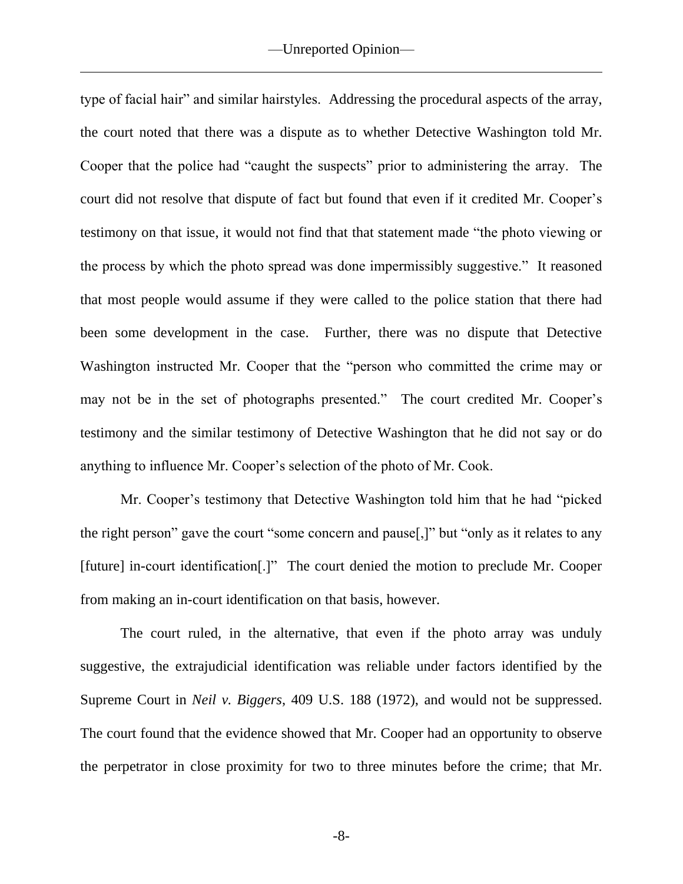type of facial hair" and similar hairstyles. Addressing the procedural aspects of the array, the court noted that there was a dispute as to whether Detective Washington told Mr. Cooper that the police had "caught the suspects" prior to administering the array. The court did not resolve that dispute of fact but found that even if it credited Mr. Cooper's testimony on that issue, it would not find that that statement made "the photo viewing or the process by which the photo spread was done impermissibly suggestive." It reasoned that most people would assume if they were called to the police station that there had been some development in the case. Further, there was no dispute that Detective Washington instructed Mr. Cooper that the "person who committed the crime may or may not be in the set of photographs presented." The court credited Mr. Cooper's testimony and the similar testimony of Detective Washington that he did not say or do anything to influence Mr. Cooper's selection of the photo of Mr. Cook.

Mr. Cooper's testimony that Detective Washington told him that he had "picked the right person" gave the court "some concern and pause[,]" but "only as it relates to any [future] in-court identification[.]" The court denied the motion to preclude Mr. Cooper from making an in-court identification on that basis, however.

The court ruled, in the alternative, that even if the photo array was unduly suggestive, the extrajudicial identification was reliable under factors identified by the Supreme Court in *Neil v. Biggers*, 409 U.S. 188 (1972), and would not be suppressed. The court found that the evidence showed that Mr. Cooper had an opportunity to observe the perpetrator in close proximity for two to three minutes before the crime; that Mr.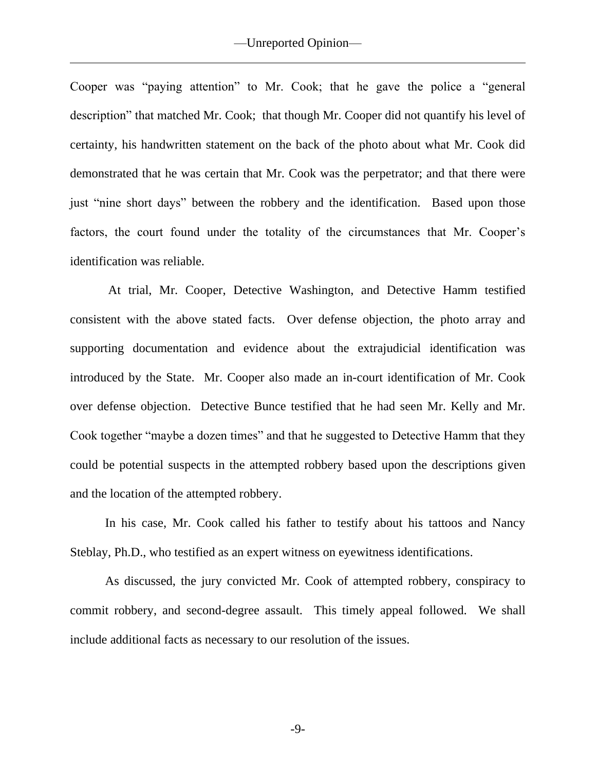Cooper was "paying attention" to Mr. Cook; that he gave the police a "general description" that matched Mr. Cook; that though Mr. Cooper did not quantify his level of certainty, his handwritten statement on the back of the photo about what Mr. Cook did demonstrated that he was certain that Mr. Cook was the perpetrator; and that there were just "nine short days" between the robbery and the identification. Based upon those factors, the court found under the totality of the circumstances that Mr. Cooper's identification was reliable.

At trial, Mr. Cooper, Detective Washington, and Detective Hamm testified consistent with the above stated facts. Over defense objection, the photo array and supporting documentation and evidence about the extrajudicial identification was introduced by the State. Mr. Cooper also made an in-court identification of Mr. Cook over defense objection. Detective Bunce testified that he had seen Mr. Kelly and Mr. Cook together "maybe a dozen times" and that he suggested to Detective Hamm that they could be potential suspects in the attempted robbery based upon the descriptions given and the location of the attempted robbery.

In his case, Mr. Cook called his father to testify about his tattoos and Nancy Steblay, Ph.D., who testified as an expert witness on eyewitness identifications.

As discussed, the jury convicted Mr. Cook of attempted robbery, conspiracy to commit robbery, and second-degree assault. This timely appeal followed. We shall include additional facts as necessary to our resolution of the issues.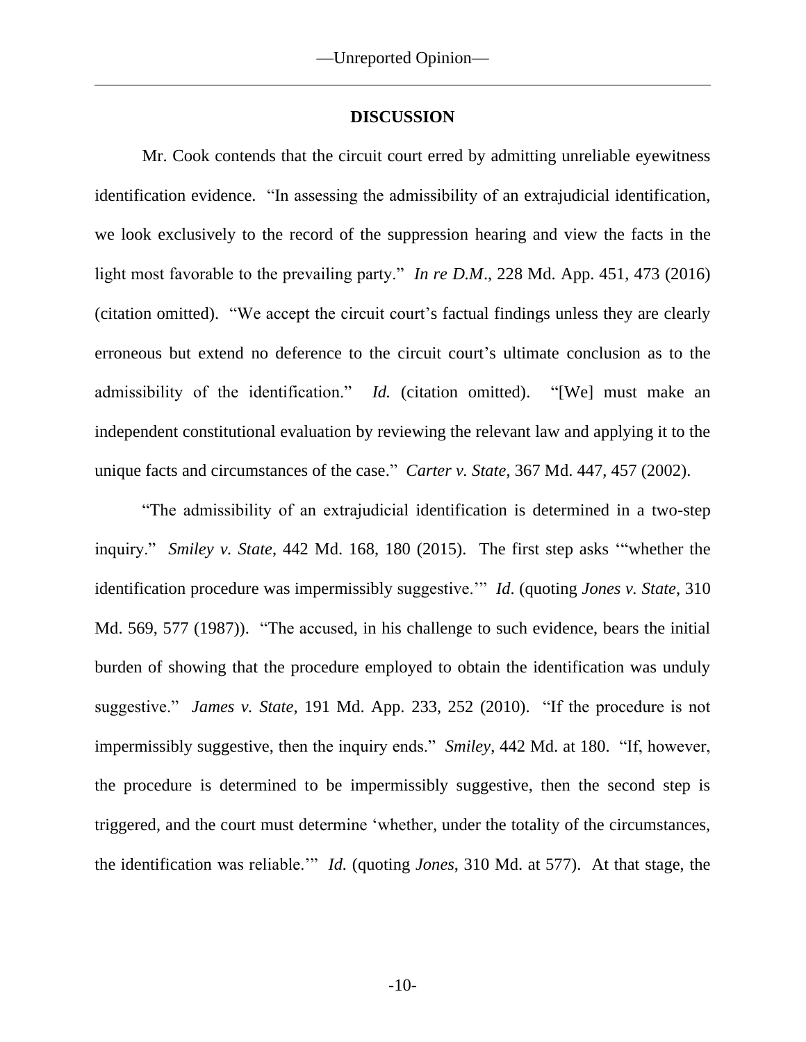## DISCUSSION

Mr. Cook contends that the circuit court erred by admitting unreliable eyewitness identification evidence. "In assessing the admissibility of an extrajudicial identification, we look exclusively to the record of the suppression hearing and view the facts in the light most favorable to the prevailing party." *In re D.M*., 228 Md. App. 451, 473 (2016) (citation omitted). "We accept the circuit court's factual findings unless they are clearly erroneous but extend no deference to the circuit court's ultimate conclusion as to the admissibility of the identification." *Id.* (citation omitted). "[We] must make an independent constitutional evaluation by reviewing the relevant law and applying it to the unique facts and circumstances of the case." *Carter v. State*, 367 Md. 447, 457 (2002).

"The admissibility of an extrajudicial identification is determined in a two-step inquiry." *Smiley v. State*, 442 Md. 168, 180 (2015). The first step asks '"whether the identification procedure was impermissibly suggestive.'" *Id*. (quoting *Jones v. State*, 310 Md. 569, 577 (1987)). "The accused, in his challenge to such evidence, bears the initial burden of showing that the procedure employed to obtain the identification was unduly suggestive." *James v. State*, 191 Md. App. 233, 252 (2010). "If the procedure is not impermissibly suggestive, then the inquiry ends." *Smiley*, 442 Md. at 180. "If, however, the procedure is determined to be impermissibly suggestive, then the second step is triggered, and the court must determine 'whether, under the totality of the circumstances, the identification was reliable.'" *Id.* (quoting *Jones*, 310 Md. at 577). At that stage, the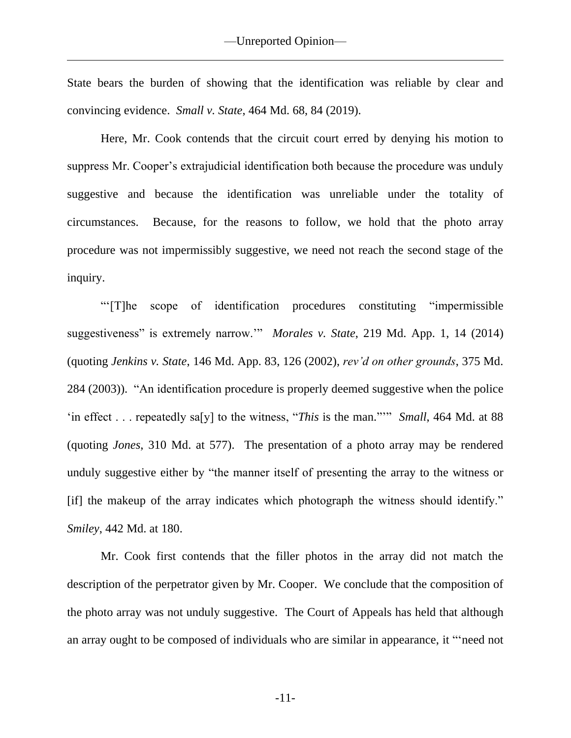State bears the burden of showing that the identification was reliable by clear and convincing evidence. *Small v. State*, 464 Md. 68, 84 (2019).

Here, Mr. Cook contends that the circuit court erred by denying his motion to suppress Mr. Cooper's extrajudicial identification both because the procedure was unduly suggestive and because the identification was unreliable under the totality of circumstances. Because, for the reasons to follow, we hold that the photo array procedure was not impermissibly suggestive, we need not reach the second stage of the inquiry.

"'[T]he scope of identification procedures constituting "impermissible suggestiveness" is extremely narrow.'" *Morales v. State*, 219 Md. App. 1, 14 (2014) (quoting *Jenkins v. State*, 146 Md. App. 83, 126 (2002), *rev'd on other grounds*, 375 Md. 284 (2003)). "An identification procedure is properly deemed suggestive when the police 'in effect . . . repeatedly sa[y] to the witness, "*This* is the man."'" *Small*, 464 Md. at 88 (quoting *Jones*, 310 Md. at 577). The presentation of a photo array may be rendered unduly suggestive either by "the manner itself of presenting the array to the witness or [if] the makeup of the array indicates which photograph the witness should identify." *Smiley*, 442 Md. at 180.

Mr. Cook first contends that the filler photos in the array did not match the description of the perpetrator given by Mr. Cooper. We conclude that the composition of the photo array was not unduly suggestive. The Court of Appeals has held that although an array ought to be composed of individuals who are similar in appearance, it "'need not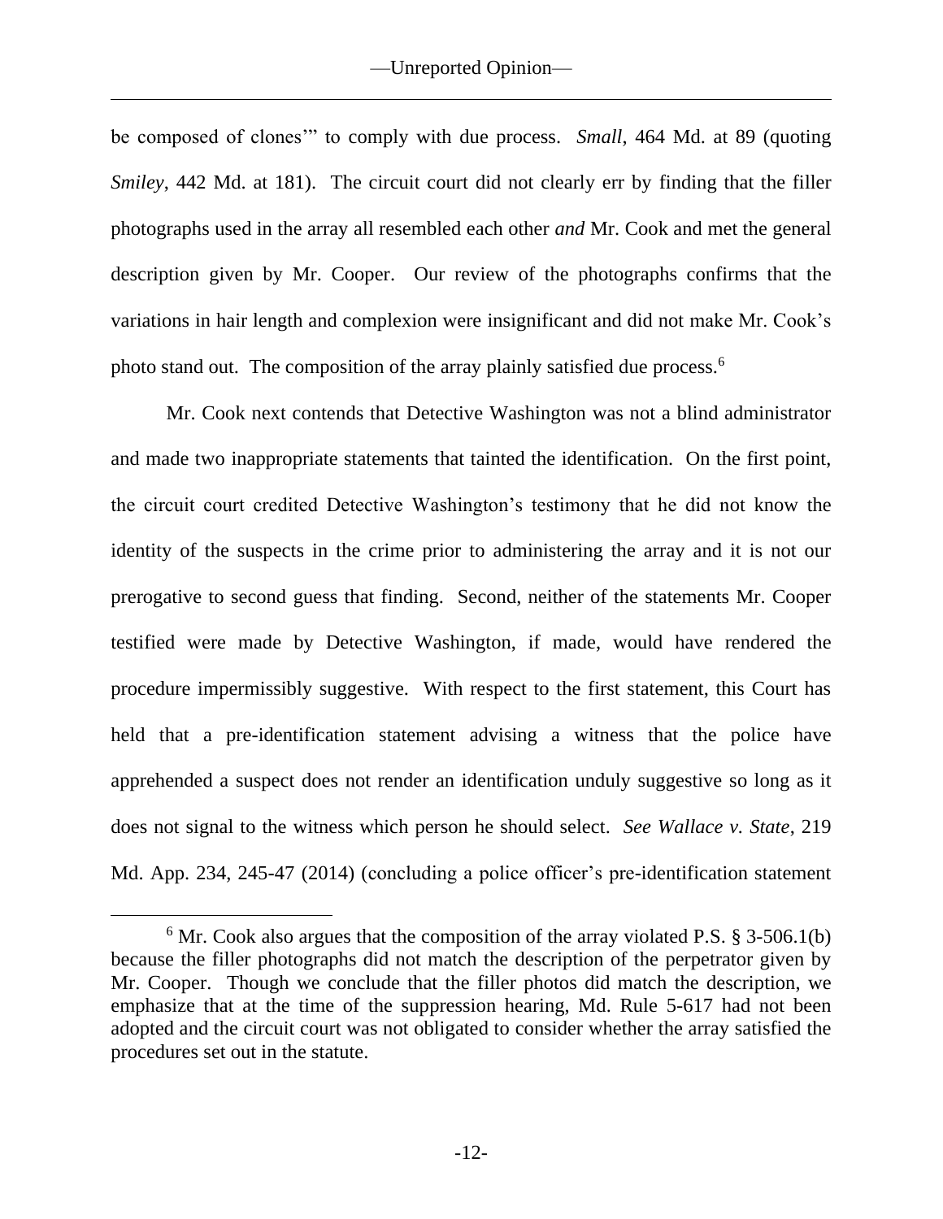be composed of clones'" to comply with due process. *Small*, 464 Md. at 89 (quoting *Smiley*, 442 Md. at 181). The circuit court did not clearly err by finding that the filler photographs used in the array all resembled each other *and* Mr. Cook and met the general description given by Mr. Cooper. Our review of the photographs confirms that the variations in hair length and complexion were insignificant and did not make Mr. Cook's photo stand out. The composition of the array plainly satisfied due process.[6]

Mr. Cook next contends that Detective Washington was not a blind administrator and made two inappropriate statements that tainted the identification. On the first point, the circuit court credited Detective Washington's testimony that he did not know the identity of the suspects in the crime prior to administering the array and it is not our prerogative to second guess that finding. Second, neither of the statements Mr. Cooper testified were made by Detective Washington, if made, would have rendered the procedure impermissibly suggestive. With respect to the first statement, this Court has held that a pre-identification statement advising a witness that the police have apprehended a suspect does not render an identification unduly suggestive so long as it does not signal to the witness which person he should select. *See Wallace v. State*, 219 Md. App. 234, 245-47 (2014) (concluding a police officer's pre-identification statement

[6] Mr. Cook also argues that the composition of the array violated P.S. § 3-506.1(b) because the filler photographs did not match the description of the perpetrator given by Mr. Cooper. Though we conclude that the filler photos did match the description, we emphasize that at the time of the suppression hearing, Md. Rule 5-617 had not been adopted and the circuit court was not obligated to consider whether the array satisfied the procedures set out in the statute.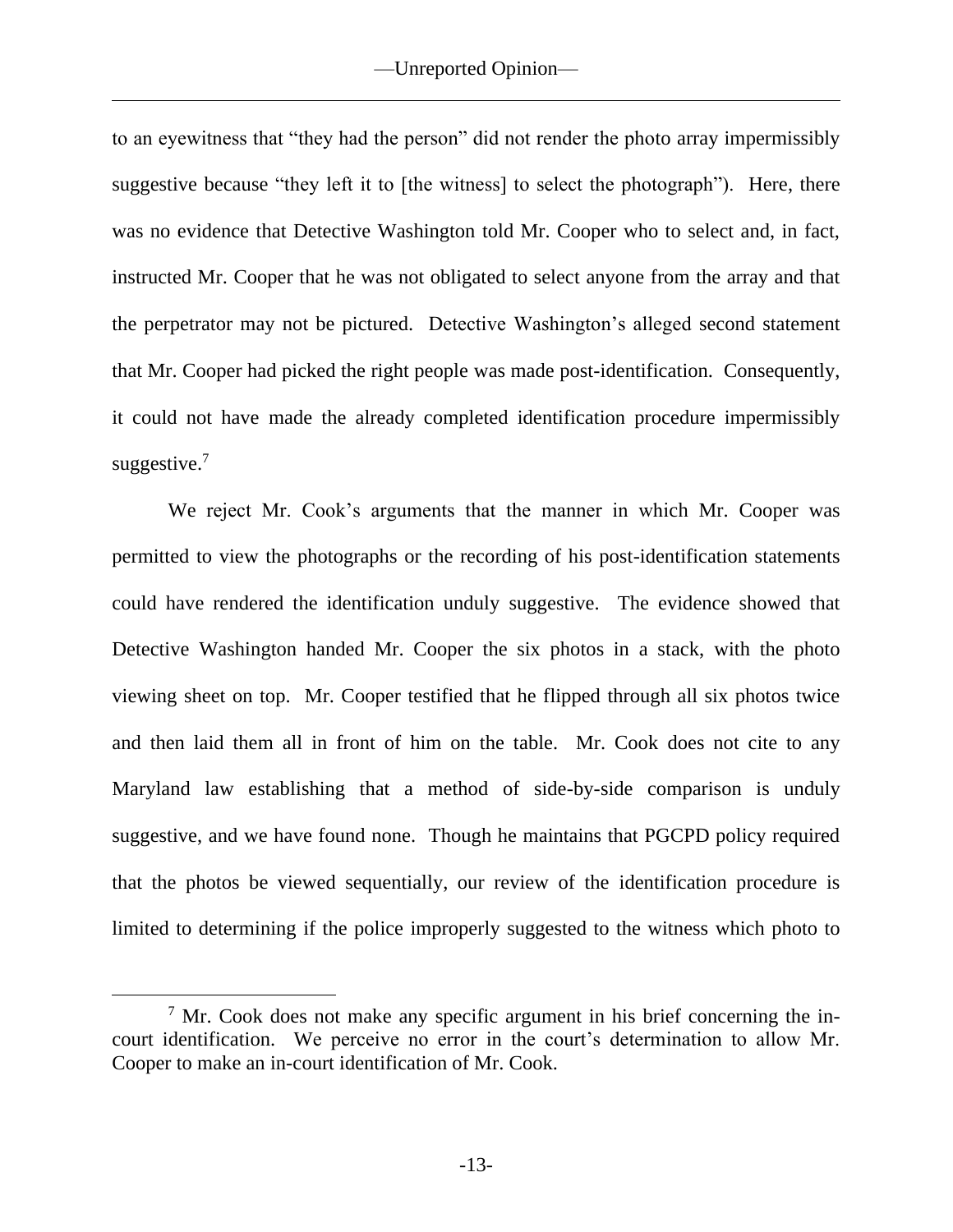to an eyewitness that "they had the person" did not render the photo array impermissibly suggestive because "they left it to [the witness] to select the photograph"). Here, there was no evidence that Detective Washington told Mr. Cooper who to select and, in fact, instructed Mr. Cooper that he was not obligated to select anyone from the array and that the perpetrator may not be pictured. Detective Washington's alleged second statement that Mr. Cooper had picked the right people was made post-identification. Consequently, it could not have made the already completed identification procedure impermissibly suggestive.[7]

We reject Mr. Cook's arguments that the manner in which Mr. Cooper was permitted to view the photographs or the recording of his post-identification statements could have rendered the identification unduly suggestive. The evidence showed that Detective Washington handed Mr. Cooper the six photos in a stack, with the photo viewing sheet on top. Mr. Cooper testified that he flipped through all six photos twice and then laid them all in front of him on the table. Mr. Cook does not cite to any Maryland law establishing that a method of side-by-side comparison is unduly suggestive, and we have found none. Though he maintains that PGCPD policy required that the photos be viewed sequentially, our review of the identification procedure is limited to determining if the police improperly suggested to the witness which photo to

---

[7] Mr. Cook does not make any specific argument in his brief concerning the in-court identification. We perceive no error in the court's determination to allow Mr. Cooper to make an in-court identification of Mr. Cook.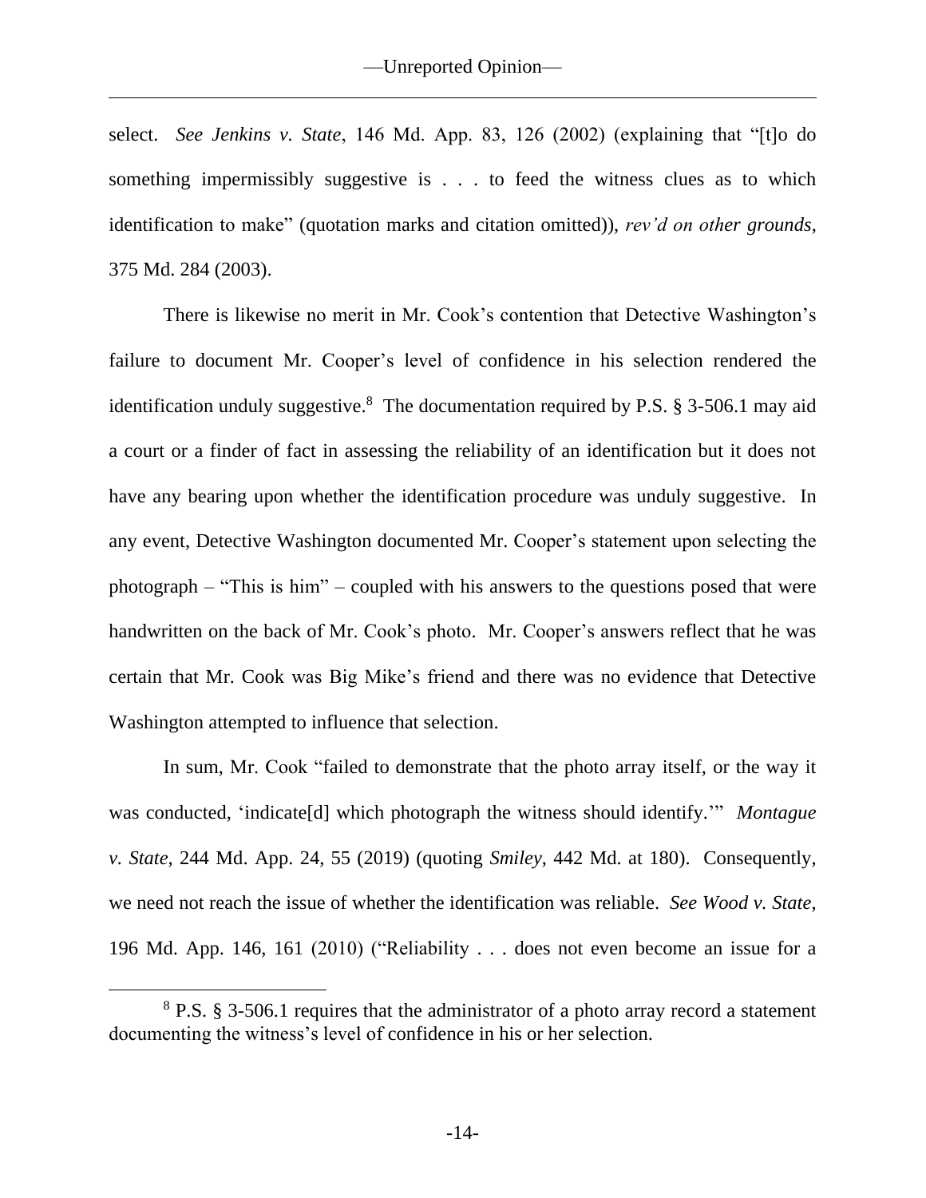select. *See Jenkins v. State*, 146 Md. App. 83, 126 (2002) (explaining that "[t]o do something impermissibly suggestive is . . . to feed the witness clues as to which identification to make" (quotation marks and citation omitted)), *rev'd on other grounds*, 375 Md. 284 (2003).

There is likewise no merit in Mr. Cook's contention that Detective Washington's failure to document Mr. Cooper's level of confidence in his selection rendered the identification unduly suggestive.[8] The documentation required by P.S. § 3-506.1 may aid a court or a finder of fact in assessing the reliability of an identification but it does not have any bearing upon whether the identification procedure was unduly suggestive. In any event, Detective Washington documented Mr. Cooper's statement upon selecting the photograph – "This is him" – coupled with his answers to the questions posed that were handwritten on the back of Mr. Cook's photo. Mr. Cooper's answers reflect that he was certain that Mr. Cook was Big Mike's friend and there was no evidence that Detective Washington attempted to influence that selection.

In sum, Mr. Cook "failed to demonstrate that the photo array itself, or the way it was conducted, 'indicate[d] which photograph the witness should identify.'" *Montague v. State*, 244 Md. App. 24, 55 (2019) (quoting *Smiley*, 442 Md. at 180). Consequently, we need not reach the issue of whether the identification was reliable. *See Wood v. State*, 196 Md. App. 146, 161 (2010) ("Reliability . . . does not even become an issue for a

[8] P.S. § 3-506.1 requires that the administrator of a photo array record a statement documenting the witness's level of confidence in his or her selection.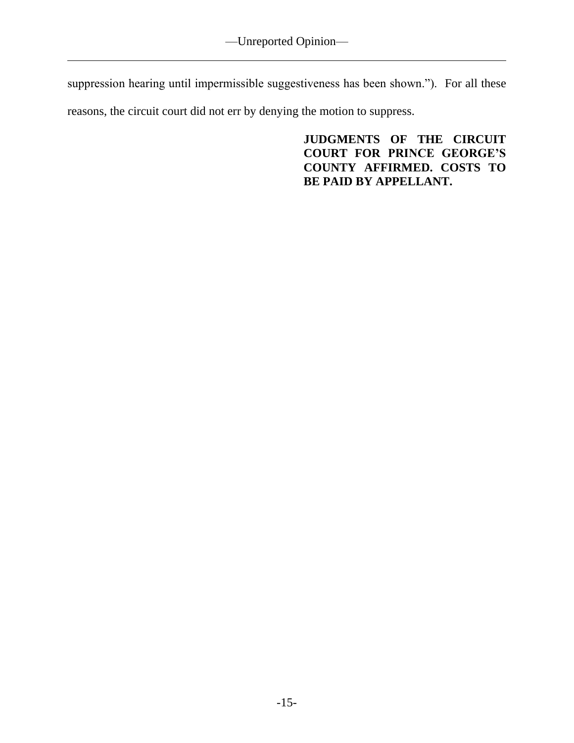suppression hearing until impermissible suggestiveness has been shown.”). For all these reasons, the circuit court did not err by denying the motion to suppress.

**JUDGMENTS OF THE CIRCUIT COURT FOR PRINCE GEORGE’S COUNTY AFFIRMED. COSTS TO BE PAID BY APPELLANT.**